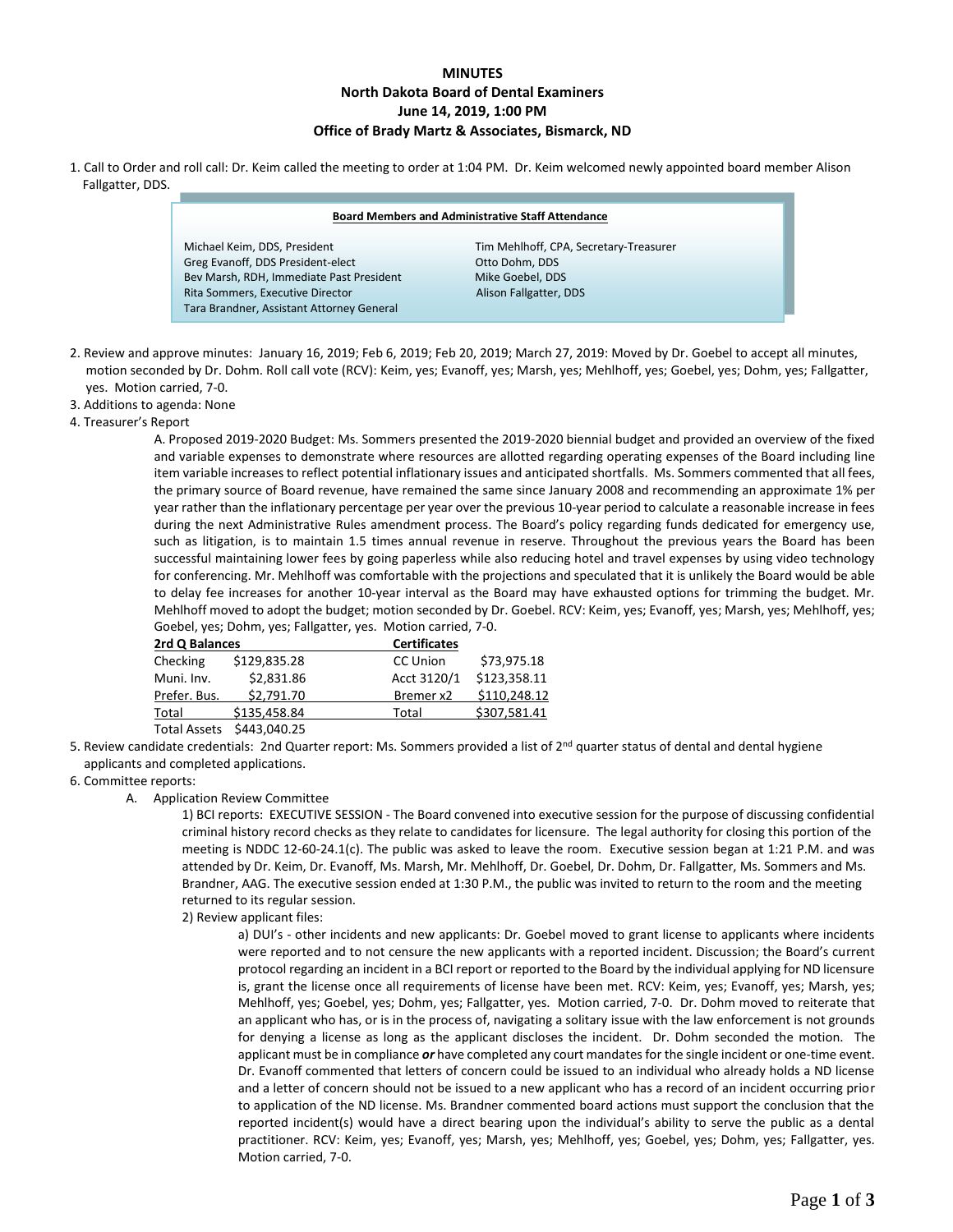# MINUTES
## North Dakota Board of Dental Examiners
### June 14, 2019, 1:00 PM
### Office of Brady Martz & Associates, Bismarck, ND

1. Call to Order and roll call: Dr. Keim called the meeting to order at 1:04 PM. Dr. Keim welcomed newly appointed board member Alison Fallgatter, DDS.

**Board Members and Administrative Staff Attendance**

| | |
|---|---|
| Michael Keim, DDS, President | Tim Mehlhoff, CPA, Secretary-Treasurer |
| Greg Evanoff, DDS President-elect | Otto Dohm, DDS |
| Bev Marsh, RDH, Immediate Past President | Mike Goebel, DDS |
| Rita Sommers, Executive Director | Alison Fallgatter, DDS |
| Tara Brandner, Assistant Attorney General | |

2. Review and approve minutes: January 16, 2019; Feb 6, 2019; Feb 20, 2019; March 27, 2019: Moved by Dr. Goebel to accept all minutes, motion seconded by Dr. Dohm. Roll call vote (RCV): Keim, yes; Evanoff, yes; Marsh, yes; Mehlhoff, yes; Goebel, yes; Dohm, yes; Fallgatter, yes. Motion carried, 7-0.
3. Additions to agenda: None
4. Treasurer's Report

   A. Proposed 2019-2020 Budget: Ms. Sommers presented the 2019-2020 biennial budget and provided an overview of the fixed and variable expenses to demonstrate where resources are allotted regarding operating expenses of the Board including line item variable increases to reflect potential inflationary issues and anticipated shortfalls. Ms. Sommers commented that all fees, the primary source of Board revenue, have remained the same since January 2008 and recommending an approximate 1% per year rather than the inflationary percentage per year over the previous 10-year period to calculate a reasonable increase in fees during the next Administrative Rules amendment process. The Board's policy regarding funds dedicated for emergency use, such as litigation, is to maintain 1.5 times annual revenue in reserve. Throughout the previous years the Board has been successful maintaining lower fees by going paperless while also reducing hotel and travel expenses by using video technology for conferencing. Mr. Mehlhoff was comfortable with the projections and speculated that it is unlikely the Board would be able to delay fee increases for another 10-year interval as the Board may have exhausted options for trimming the budget. Mr. Mehlhoff moved to adopt the budget; motion seconded by Dr. Goebel. RCV: Keim, yes; Evanoff, yes; Marsh, yes; Mehlhoff, yes; Goebel, yes; Dohm, yes; Fallgatter, yes. Motion carried, 7-0.

| **2rd Q Balances** | | **Certificates** | |
|---|---|---|---|
| Checking | $129,835.28 | CC Union | $73,975.18 |
| Muni. Inv. | $2,831.86 | Acct 3120/1 | $123,358.11 |
| Prefer. Bus. | $2,791.70 | Bremer x2 | $110,248.12 |
| Total | $135,458.84 | Total | $307,581.41 |
| Total Assets | $443,040.25 | | |

5. Review candidate credentials: 2nd Quarter report: Ms. Sommers provided a list of 2nd quarter status of dental and dental hygiene applicants and completed applications.
6. Committee reports:

   A. Application Review Committee

   1) BCI reports: EXECUTIVE SESSION - The Board convened into executive session for the purpose of discussing confidential criminal history record checks as they relate to candidates for licensure. The legal authority for closing this portion of the meeting is NDDC 12-60-24.1(c). The public was asked to leave the room. Executive session began at 1:21 P.M. and was attended by Dr. Keim, Dr. Evanoff, Ms. Marsh, Mr. Mehlhoff, Dr. Goebel, Dr. Dohm, Dr. Fallgatter, Ms. Sommers and Ms. Brandner, AAG. The executive session ended at 1:30 P.M., the public was invited to return to the room and the meeting returned to its regular session.

   2) Review applicant files:

   a) DUI's - other incidents and new applicants: Dr. Goebel moved to grant license to applicants where incidents were reported and to not censure the new applicants with a reported incident. Discussion; the Board's current protocol regarding an incident in a BCI report or reported to the Board by the individual applying for ND licensure is, grant the license once all requirements of license have been met. RCV: Keim, yes; Evanoff, yes; Marsh, yes; Mehlhoff, yes; Goebel, yes; Dohm, yes; Fallgatter, yes. Motion carried, 7-0. Dr. Dohm moved to reiterate that an applicant who has, or is in the process of, navigating a solitary issue with the law enforcement is not grounds for denying a license as long as the applicant discloses the incident. Dr. Dohm seconded the motion. The applicant must be in compliance ***or*** have completed any court mandates for the single incident or one-time event. Dr. Evanoff commented that letters of concern could be issued to an individual who already holds a ND license and a letter of concern should not be issued to a new applicant who has a record of an incident occurring prior to application of the ND license. Ms. Brandner commented board actions must support the conclusion that the reported incident(s) would have a direct bearing upon the individual's ability to serve the public as a dental practitioner. RCV: Keim, yes; Evanoff, yes; Marsh, yes; Mehlhoff, yes; Goebel, yes; Dohm, yes; Fallgatter, yes. Motion carried, 7-0.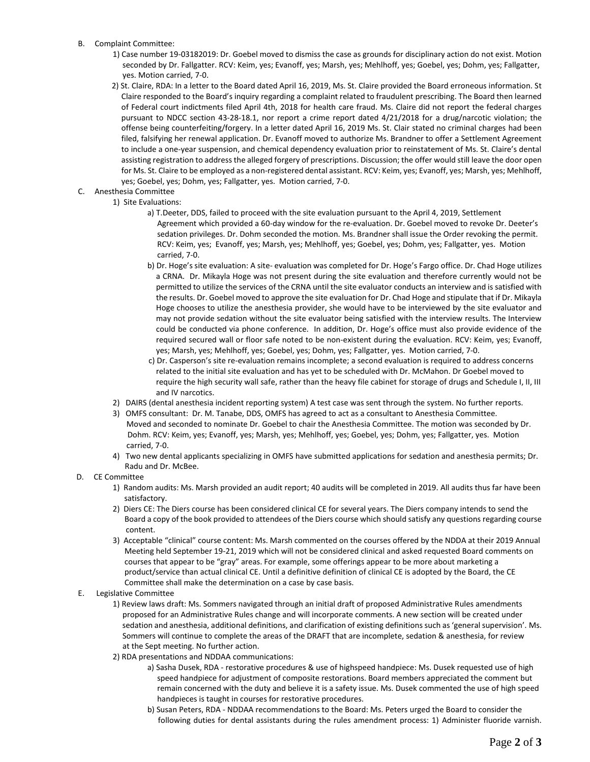B. Complaint Committee:

1) Case number 19-03182019: Dr. Goebel moved to dismiss the case as grounds for disciplinary action do not exist. Motion seconded by Dr. Fallgatter. RCV: Keim, yes; Evanoff, yes; Marsh, yes; Mehlhoff, yes; Goebel, yes; Dohm, yes; Fallgatter, yes. Motion carried, 7-0.

2) St. Claire, RDA: In a letter to the Board dated April 16, 2019, Ms. St. Claire provided the Board erroneous information. St Claire responded to the Board's inquiry regarding a complaint related to fraudulent prescribing. The Board then learned of Federal court indictments filed April 4th, 2018 for health care fraud. Ms. Claire did not report the federal charges pursuant to NDCC section 43-28-18.1, nor report a crime report dated 4/21/2018 for a drug/narcotic violation; the offense being counterfeiting/forgery. In a letter dated April 16, 2019 Ms. St. Clair stated no criminal charges had been filed, falsifying her renewal application. Dr. Evanoff moved to authorize Ms. Brandner to offer a Settlement Agreement to include a one-year suspension, and chemical dependency evaluation prior to reinstatement of Ms. St. Claire's dental assisting registration to address the alleged forgery of prescriptions. Discussion; the offer would still leave the door open for Ms. St. Claire to be employed as a non-registered dental assistant. RCV: Keim, yes; Evanoff, yes; Marsh, yes; Mehlhoff, yes; Goebel, yes; Dohm, yes; Fallgatter, yes. Motion carried, 7-0.

C. Anesthesia Committee

1) Site Evaluations:

a) T.Deeter, DDS, failed to proceed with the site evaluation pursuant to the April 4, 2019, Settlement Agreement which provided a 60-day window for the re-evaluation. Dr. Goebel moved to revoke Dr. Deeter's sedation privileges. Dr. Dohm seconded the motion. Ms. Brandner shall issue the Order revoking the permit. RCV: Keim, yes; Evanoff, yes; Marsh, yes; Mehlhoff, yes; Goebel, yes; Dohm, yes; Fallgatter, yes. Motion carried, 7-0.

b) Dr. Hoge's site evaluation: A site- evaluation was completed for Dr. Hoge's Fargo office. Dr. Chad Hoge utilizes a CRNA. Dr. Mikayla Hoge was not present during the site evaluation and therefore currently would not be permitted to utilize the services of the CRNA until the site evaluator conducts an interview and is satisfied with the results. Dr. Goebel moved to approve the site evaluation for Dr. Chad Hoge and stipulate that if Dr. Mikayla Hoge chooses to utilize the anesthesia provider, she would have to be interviewed by the site evaluator and may not provide sedation without the site evaluator being satisfied with the interview results. The Interview could be conducted via phone conference. In addition, Dr. Hoge's office must also provide evidence of the required secured wall or floor safe noted to be non-existent during the evaluation. RCV: Keim, yes; Evanoff, yes; Marsh, yes; Mehlhoff, yes; Goebel, yes; Dohm, yes; Fallgatter, yes. Motion carried, 7-0.

c) Dr. Casperson's site re-evaluation remains incomplete; a second evaluation is required to address concerns related to the initial site evaluation and has yet to be scheduled with Dr. McMahon. Dr Goebel moved to require the high security wall safe, rather than the heavy file cabinet for storage of drugs and Schedule I, II, III and IV narcotics.

2) DAIRS (dental anesthesia incident reporting system) A test case was sent through the system. No further reports.

3) OMFS consultant: Dr. M. Tanabe, DDS, OMFS has agreed to act as a consultant to Anesthesia Committee. Moved and seconded to nominate Dr. Goebel to chair the Anesthesia Committee. The motion was seconded by Dr. Dohm. RCV: Keim, yes; Evanoff, yes; Marsh, yes; Mehlhoff, yes; Goebel, yes; Dohm, yes; Fallgatter, yes. Motion carried, 7-0.

4) Two new dental applicants specializing in OMFS have submitted applications for sedation and anesthesia permits; Dr. Radu and Dr. McBee.

D. CE Committee

1) Random audits: Ms. Marsh provided an audit report; 40 audits will be completed in 2019. All audits thus far have been satisfactory.

2) Diers CE: The Diers course has been considered clinical CE for several years. The Diers company intends to send the Board a copy of the book provided to attendees of the Diers course which should satisfy any questions regarding course content.

3) Acceptable "clinical" course content: Ms. Marsh commented on the courses offered by the NDDA at their 2019 Annual Meeting held September 19-21, 2019 which will not be considered clinical and asked requested Board comments on courses that appear to be "gray" areas. For example, some offerings appear to be more about marketing a product/service than actual clinical CE. Until a definitive definition of clinical CE is adopted by the Board, the CE Committee shall make the determination on a case by case basis.

E. Legislative Committee

1) Review laws draft: Ms. Sommers navigated through an initial draft of proposed Administrative Rules amendments proposed for an Administrative Rules change and will incorporate comments. A new section will be created under sedation and anesthesia, additional definitions, and clarification of existing definitions such as 'general supervision'. Ms. Sommers will continue to complete the areas of the DRAFT that are incomplete, sedation & anesthesia, for review at the Sept meeting. No further action.

2) RDA presentations and NDDAA communications:

a) Sasha Dusek, RDA - restorative procedures & use of highspeed handpiece: Ms. Dusek requested use of high speed handpiece for adjustment of composite restorations. Board members appreciated the comment but remain concerned with the duty and believe it is a safety issue. Ms. Dusek commented the use of high speed handpieces is taught in courses for restorative procedures.

b) Susan Peters, RDA - NDDAA recommendations to the Board: Ms. Peters urged the Board to consider the following duties for dental assistants during the rules amendment process: 1) Administer fluoride varnish.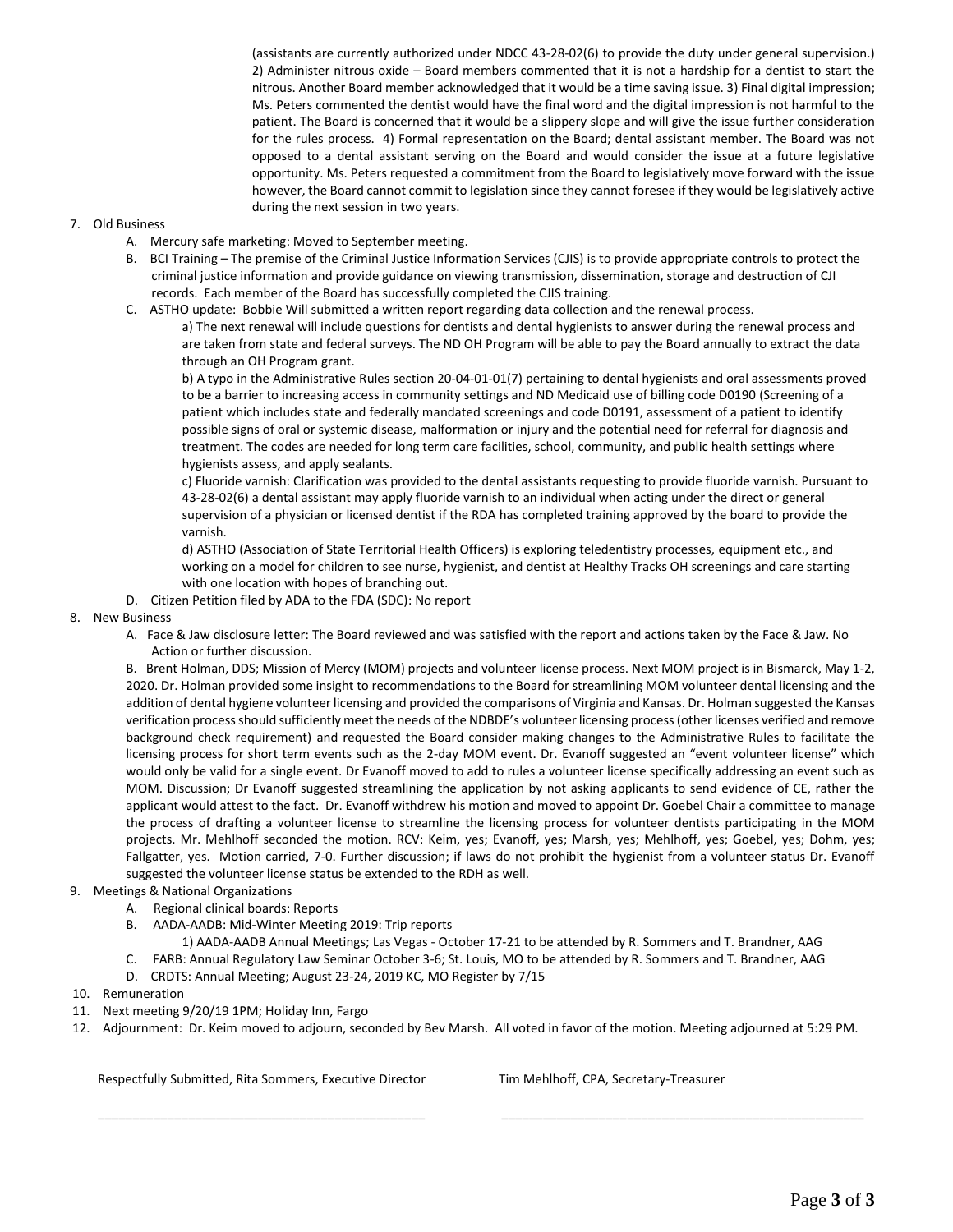(assistants are currently authorized under NDCC 43-28-02(6) to provide the duty under general supervision.) 2) Administer nitrous oxide – Board members commented that it is not a hardship for a dentist to start the nitrous. Another Board member acknowledged that it would be a time saving issue. 3) Final digital impression; Ms. Peters commented the dentist would have the final word and the digital impression is not harmful to the patient. The Board is concerned that it would be a slippery slope and will give the issue further consideration for the rules process. 4) Formal representation on the Board; dental assistant member. The Board was not opposed to a dental assistant serving on the Board and would consider the issue at a future legislative opportunity. Ms. Peters requested a commitment from the Board to legislatively move forward with the issue however, the Board cannot commit to legislation since they cannot foresee if they would be legislatively active during the next session in two years.

7. Old Business
   - A. Mercury safe marketing: Moved to September meeting.
   - B. BCI Training – The premise of the Criminal Justice Information Services (CJIS) is to provide appropriate controls to protect the criminal justice information and provide guidance on viewing transmission, dissemination, storage and destruction of CJI records. Each member of the Board has successfully completed the CJIS training.
   - C. ASTHO update: Bobbie Will submitted a written report regarding data collection and the renewal process.

     a) The next renewal will include questions for dentists and dental hygienists to answer during the renewal process and are taken from state and federal surveys. The ND OH Program will be able to pay the Board annually to extract the data through an OH Program grant.

     b) A typo in the Administrative Rules section 20-04-01-01(7) pertaining to dental hygienists and oral assessments proved to be a barrier to increasing access in community settings and ND Medicaid use of billing code D0190 (Screening of a patient which includes state and federally mandated screenings and code D0191, assessment of a patient to identify possible signs of oral or systemic disease, malformation or injury and the potential need for referral for diagnosis and treatment. The codes are needed for long term care facilities, school, community, and public health settings where hygienists assess, and apply sealants.

     c) Fluoride varnish: Clarification was provided to the dental assistants requesting to provide fluoride varnish. Pursuant to 43-28-02(6) a dental assistant may apply fluoride varnish to an individual when acting under the direct or general supervision of a physician or licensed dentist if the RDA has completed training approved by the board to provide the varnish.

     d) ASTHO (Association of State Territorial Health Officers) is exploring teledentistry processes, equipment etc., and working on a model for children to see nurse, hygienist, and dentist at Healthy Tracks OH screenings and care starting with one location with hopes of branching out.
   - D. Citizen Petition filed by ADA to the FDA (SDC): No report
8. New Business
   - A. Face & Jaw disclosure letter: The Board reviewed and was satisfied with the report and actions taken by the Face & Jaw. No Action or further discussion.
   - B. Brent Holman, DDS; Mission of Mercy (MOM) projects and volunteer license process. Next MOM project is in Bismarck, May 1-2, 2020. Dr. Holman provided some insight to recommendations to the Board for streamlining MOM volunteer dental licensing and the addition of dental hygiene volunteer licensing and provided the comparisons of Virginia and Kansas. Dr. Holman suggested the Kansas verification process should sufficiently meet the needs of the NDBDE's volunteer licensing process (other licenses verified and remove background check requirement) and requested the Board consider making changes to the Administrative Rules to facilitate the licensing process for short term events such as the 2-day MOM event. Dr. Evanoff suggested an "event volunteer license" which would only be valid for a single event. Dr Evanoff moved to add to rules a volunteer license specifically addressing an event such as MOM. Discussion; Dr Evanoff suggested streamlining the application by not asking applicants to send evidence of CE, rather the applicant would attest to the fact. Dr. Evanoff withdrew his motion and moved to appoint Dr. Goebel Chair a committee to manage the process of drafting a volunteer license to streamline the licensing process for volunteer dentists participating in the MOM projects. Mr. Mehlhoff seconded the motion. RCV: Keim, yes; Evanoff, yes; Marsh, yes; Mehlhoff, yes; Goebel, yes; Dohm, yes; Fallgatter, yes. Motion carried, 7-0. Further discussion; if laws do not prohibit the hygienist from a volunteer status Dr. Evanoff suggested the volunteer license status be extended to the RDH as well.
9. Meetings & National Organizations
   - A. Regional clinical boards: Reports
   - B. AADA-AADB: Mid-Winter Meeting 2019: Trip reports
     1) AADA-AADB Annual Meetings; Las Vegas - October 17-21 to be attended by R. Sommers and T. Brandner, AAG
   - C. FARB: Annual Regulatory Law Seminar October 3-6; St. Louis, MO to be attended by R. Sommers and T. Brandner, AAG
   - D. CRDTS: Annual Meeting; August 23-24, 2019 KC, MO Register by 7/15
10. Remuneration
11. Next meeting 9/20/19 1PM; Holiday Inn, Fargo
12. Adjournment: Dr. Keim moved to adjourn, seconded by Bev Marsh. All voted in favor of the motion. Meeting adjourned at 5:29 PM.

Respectfully Submitted, Rita Sommers, Executive Director

Tim Mehlhoff, CPA, Secretary-Treasurer

\_\_\_\_\_\_\_\_\_\_\_\_\_\_\_\_\_\_\_\_\_\_\_\_\_\_\_\_\_\_\_\_\_\_\_\_\_\_\_\_\_\_\_\_ \_\_\_\_\_\_\_\_\_\_\_\_\_\_\_\_\_\_\_\_\_\_\_\_\_\_\_\_\_\_\_\_\_\_\_\_\_\_\_\_\_\_\_\_\_\_\_\_\_